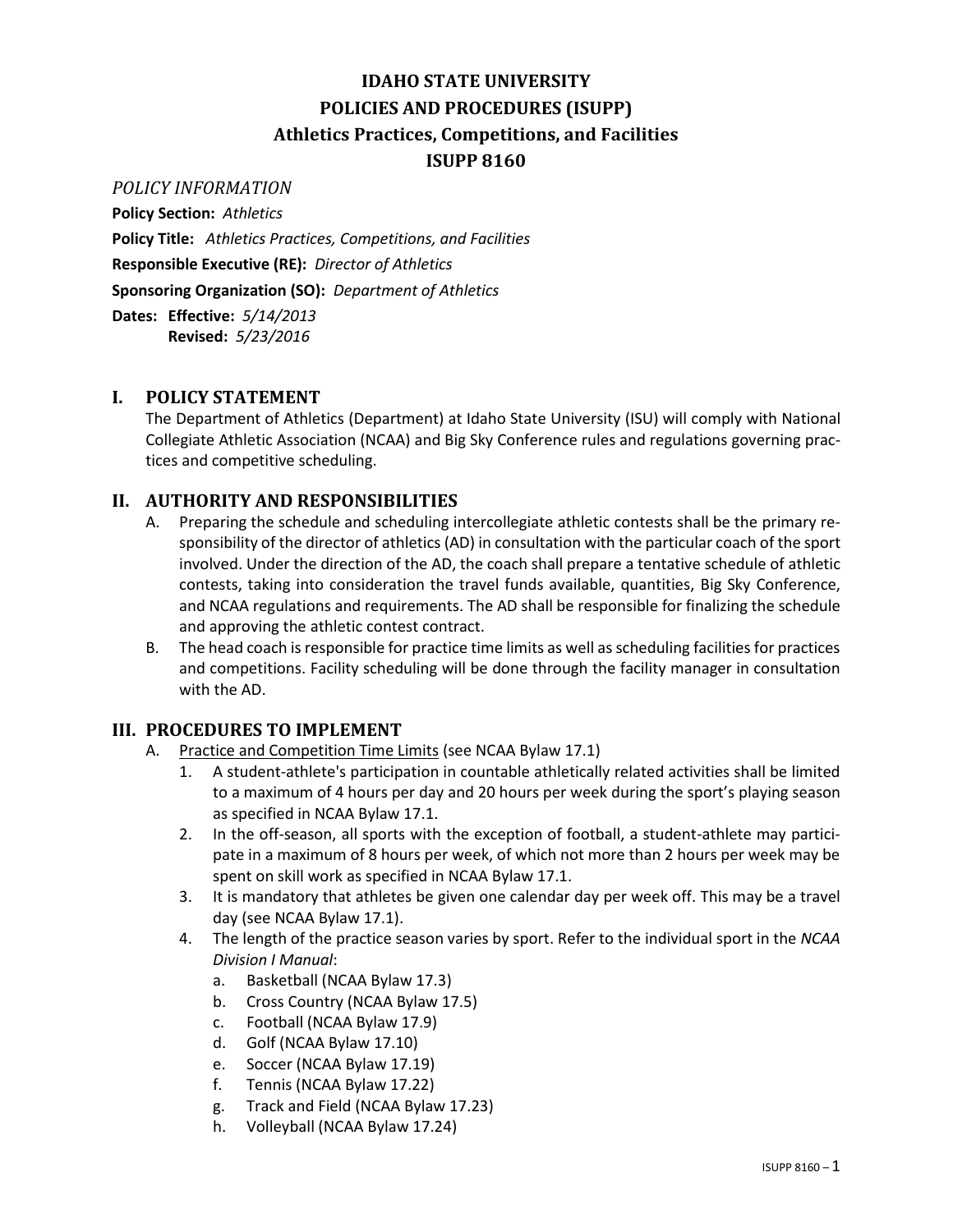# IDAHO STATE UNIVERSITY
# POLICIES AND PROCEDURES (ISUPP)
# Athletics Practices, Competitions, and Facilities
# ISUPP 8160

*POLICY INFORMATION*

**Policy Section:** *Athletics*

**Policy Title:** *Athletics Practices, Competitions, and Facilities*

**Responsible Executive (RE):** *Director of Athletics*

**Sponsoring Organization (SO):** *Department of Athletics*

**Dates: Effective:** *5/14/2013*
**Revised:** *5/23/2016*

## I. POLICY STATEMENT

The Department of Athletics (Department) at Idaho State University (ISU) will comply with National Collegiate Athletic Association (NCAA) and Big Sky Conference rules and regulations governing practices and competitive scheduling.

## II. AUTHORITY AND RESPONSIBILITIES

A. Preparing the schedule and scheduling intercollegiate athletic contests shall be the primary responsibility of the director of athletics (AD) in consultation with the particular coach of the sport involved. Under the direction of the AD, the coach shall prepare a tentative schedule of athletic contests, taking into consideration the travel funds available, quantities, Big Sky Conference, and NCAA regulations and requirements. The AD shall be responsible for finalizing the schedule and approving the athletic contest contract.

B. The head coach is responsible for practice time limits as well as scheduling facilities for practices and competitions. Facility scheduling will be done through the facility manager in consultation with the AD.

## III. PROCEDURES TO IMPLEMENT

A. Practice and Competition Time Limits (see NCAA Bylaw 17.1)

1. A student-athlete's participation in countable athletically related activities shall be limited to a maximum of 4 hours per day and 20 hours per week during the sport's playing season as specified in NCAA Bylaw 17.1.
2. In the off-season, all sports with the exception of football, a student-athlete may participate in a maximum of 8 hours per week, of which not more than 2 hours per week may be spent on skill work as specified in NCAA Bylaw 17.1.
3. It is mandatory that athletes be given one calendar day per week off. This may be a travel day (see NCAA Bylaw 17.1).
4. The length of the practice season varies by sport. Refer to the individual sport in the *NCAA Division I Manual*:
   a. Basketball (NCAA Bylaw 17.3)
   b. Cross Country (NCAA Bylaw 17.5)
   c. Football (NCAA Bylaw 17.9)
   d. Golf (NCAA Bylaw 17.10)
   e. Soccer (NCAA Bylaw 17.19)
   f. Tennis (NCAA Bylaw 17.22)
   g. Track and Field (NCAA Bylaw 17.23)
   h. Volleyball (NCAA Bylaw 17.24)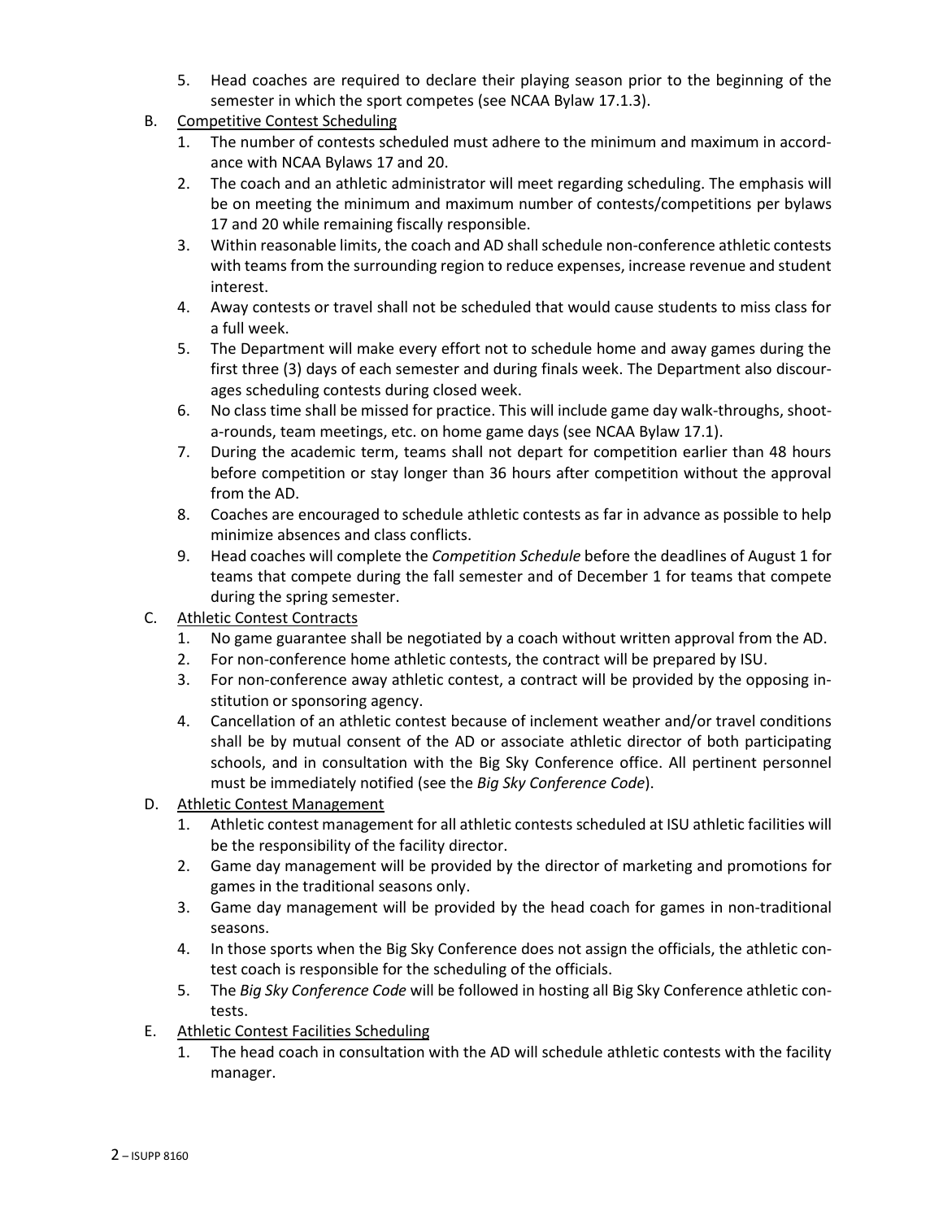5. Head coaches are required to declare their playing season prior to the beginning of the semester in which the sport competes (see NCAA Bylaw 17.1.3).

B. <u>Competitive Contest Scheduling</u>

1. The number of contests scheduled must adhere to the minimum and maximum in accordance with NCAA Bylaws 17 and 20.
2. The coach and an athletic administrator will meet regarding scheduling. The emphasis will be on meeting the minimum and maximum number of contests/competitions per bylaws 17 and 20 while remaining fiscally responsible.
3. Within reasonable limits, the coach and AD shall schedule non-conference athletic contests with teams from the surrounding region to reduce expenses, increase revenue and student interest.
4. Away contests or travel shall not be scheduled that would cause students to miss class for a full week.
5. The Department will make every effort not to schedule home and away games during the first three (3) days of each semester and during finals week. The Department also discourages scheduling contests during closed week.
6. No class time shall be missed for practice. This will include game day walk-throughs, shoot-a-rounds, team meetings, etc. on home game days (see NCAA Bylaw 17.1).
7. During the academic term, teams shall not depart for competition earlier than 48 hours before competition or stay longer than 36 hours after competition without the approval from the AD.
8. Coaches are encouraged to schedule athletic contests as far in advance as possible to help minimize absences and class conflicts.
9. Head coaches will complete the *Competition Schedule* before the deadlines of August 1 for teams that compete during the fall semester and of December 1 for teams that compete during the spring semester.

C. <u>Athletic Contest Contracts</u>

1. No game guarantee shall be negotiated by a coach without written approval from the AD.
2. For non-conference home athletic contests, the contract will be prepared by ISU.
3. For non-conference away athletic contest, a contract will be provided by the opposing institution or sponsoring agency.
4. Cancellation of an athletic contest because of inclement weather and/or travel conditions shall be by mutual consent of the AD or associate athletic director of both participating schools, and in consultation with the Big Sky Conference office. All pertinent personnel must be immediately notified (see the *Big Sky Conference Code*).

D. <u>Athletic Contest Management</u>

1. Athletic contest management for all athletic contests scheduled at ISU athletic facilities will be the responsibility of the facility director.
2. Game day management will be provided by the director of marketing and promotions for games in the traditional seasons only.
3. Game day management will be provided by the head coach for games in non-traditional seasons.
4. In those sports when the Big Sky Conference does not assign the officials, the athletic contest coach is responsible for the scheduling of the officials.
5. The *Big Sky Conference Code* will be followed in hosting all Big Sky Conference athletic contests.

E. <u>Athletic Contest Facilities Scheduling</u>

1. The head coach in consultation with the AD will schedule athletic contests with the facility manager.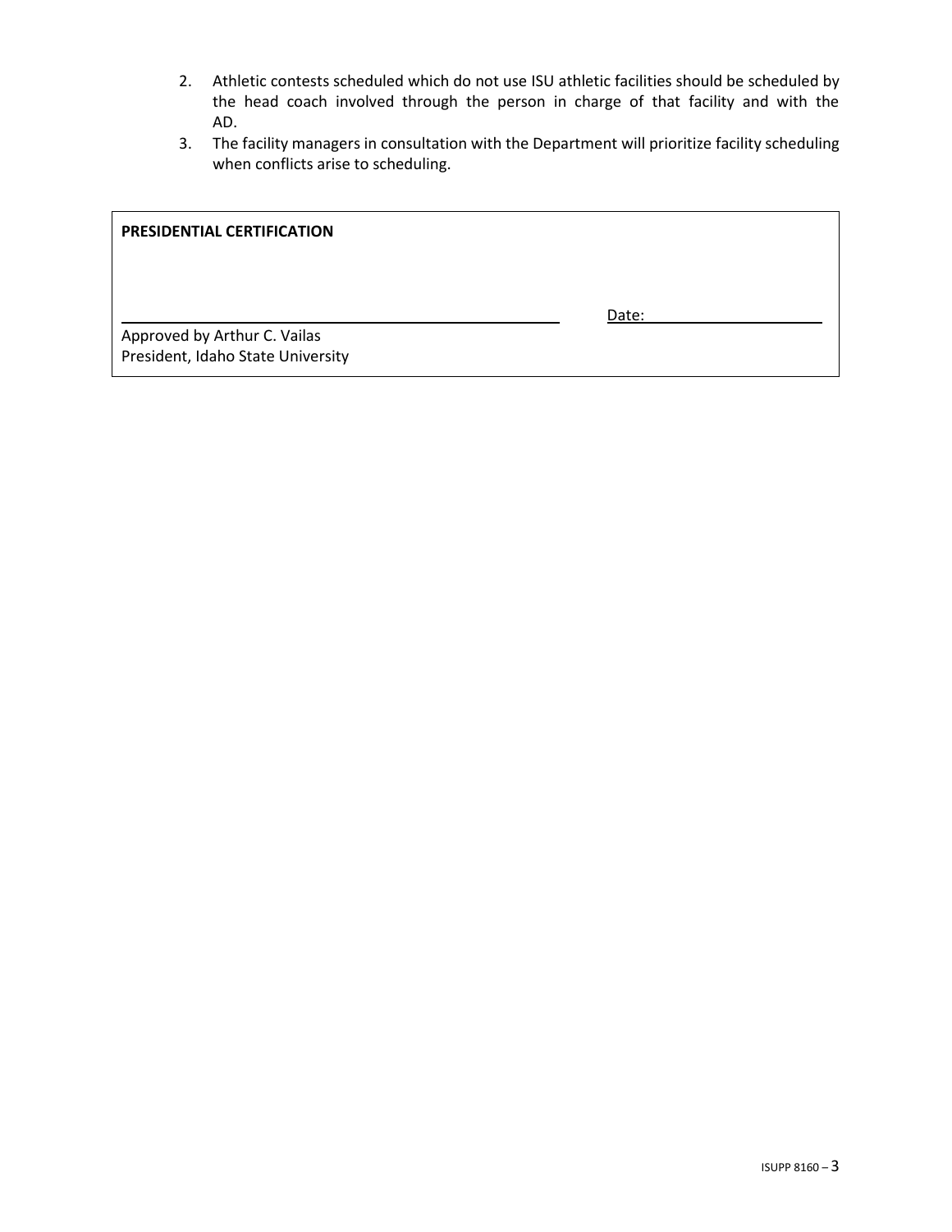2. Athletic contests scheduled which do not use ISU athletic facilities should be scheduled by the head coach involved through the person in charge of that facility and with the AD.
3. The facility managers in consultation with the Department will prioritize facility scheduling when conflicts arise to scheduling.

**PRESIDENTIAL CERTIFICATION**

\_\_\_\_\_\_\_\_\_\_\_\_\_\_\_\_\_\_\_\_\_\_\_\_\_\_\_\_\_\_\_\_\_\_\_\_\_\_\_\_ Date: \_\_\_\_\_\_\_\_\_\_\_\_\_\_\_\_\_\_

Approved by Arthur C. Vailas
President, Idaho State University